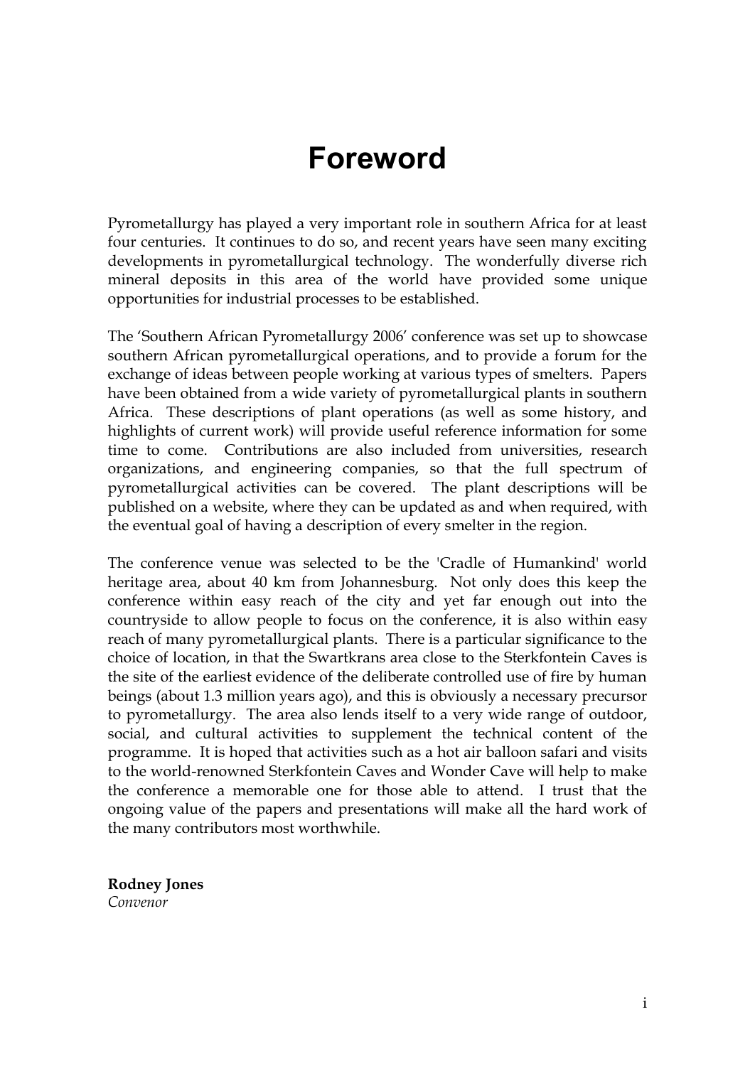# Foreword

Pyrometallurgy has played a very important role in southern Africa for at least four centuries. It continues to do so, and recent years have seen many exciting developments in pyrometallurgical technology. The wonderfully diverse rich mineral deposits in this area of the world have provided some unique opportunities for industrial processes to be established.

The 'Southern African Pyrometallurgy 2006' conference was set up to showcase southern African pyrometallurgical operations, and to provide a forum for the exchange of ideas between people working at various types of smelters. Papers have been obtained from a wide variety of pyrometallurgical plants in southern Africa. These descriptions of plant operations (as well as some history, and highlights of current work) will provide useful reference information for some time to come. Contributions are also included from universities, research organizations, and engineering companies, so that the full spectrum of pyrometallurgical activities can be covered. The plant descriptions will be published on a website, where they can be updated as and when required, with the eventual goal of having a description of every smelter in the region.

The conference venue was selected to be the 'Cradle of Humankind' world heritage area, about 40 km from Johannesburg. Not only does this keep the conference within easy reach of the city and yet far enough out into the countryside to allow people to focus on the conference, it is also within easy reach of many pyrometallurgical plants. There is a particular significance to the choice of location, in that the Swartkrans area close to the Sterkfontein Caves is the site of the earliest evidence of the deliberate controlled use of fire by human beings (about 1.3 million years ago), and this is obviously a necessary precursor to pyrometallurgy. The area also lends itself to a very wide range of outdoor, social, and cultural activities to supplement the technical content of the programme. It is hoped that activities such as a hot air balloon safari and visits to the world-renowned Sterkfontein Caves and Wonder Cave will help to make the conference a memorable one for those able to attend. I trust that the ongoing value of the papers and presentations will make all the hard work of the many contributors most worthwhile.

**Rodney Jones**
*Convenor*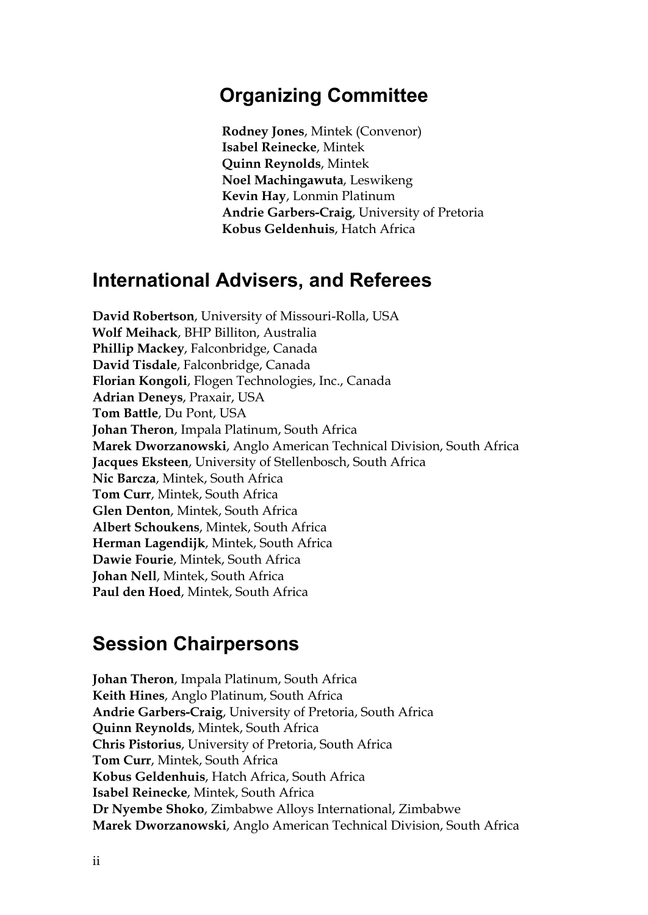## Organizing Committee

**Rodney Jones**, Mintek (Convenor)
**Isabel Reinecke**, Mintek
**Quinn Reynolds**, Mintek
**Noel Machingawuta**, Leswikeng
**Kevin Hay**, Lonmin Platinum
**Andrie Garbers-Craig**, University of Pretoria
**Kobus Geldenhuis**, Hatch Africa

## International Advisers, and Referees

**David Robertson**, University of Missouri-Rolla, USA
**Wolf Meihack**, BHP Billiton, Australia
**Phillip Mackey**, Falconbridge, Canada
**David Tisdale**, Falconbridge, Canada
**Florian Kongoli**, Flogen Technologies, Inc., Canada
**Adrian Deneys**, Praxair, USA
**Tom Battle**, Du Pont, USA
**Johan Theron**, Impala Platinum, South Africa
**Marek Dworzanowski**, Anglo American Technical Division, South Africa
**Jacques Eksteen**, University of Stellenbosch, South Africa
**Nic Barcza**, Mintek, South Africa
**Tom Curr**, Mintek, South Africa
**Glen Denton**, Mintek, South Africa
**Albert Schoukens**, Mintek, South Africa
**Herman Lagendijk**, Mintek, South Africa
**Dawie Fourie**, Mintek, South Africa
**Johan Nell**, Mintek, South Africa
**Paul den Hoed**, Mintek, South Africa

## Session Chairpersons

**Johan Theron**, Impala Platinum, South Africa
**Keith Hines**, Anglo Platinum, South Africa
**Andrie Garbers-Craig**, University of Pretoria, South Africa
**Quinn Reynolds**, Mintek, South Africa
**Chris Pistorius**, University of Pretoria, South Africa
**Tom Curr**, Mintek, South Africa
**Kobus Geldenhuis**, Hatch Africa, South Africa
**Isabel Reinecke**, Mintek, South Africa
**Dr Nyembe Shoko**, Zimbabwe Alloys International, Zimbabwe
**Marek Dworzanowski**, Anglo American Technical Division, South Africa